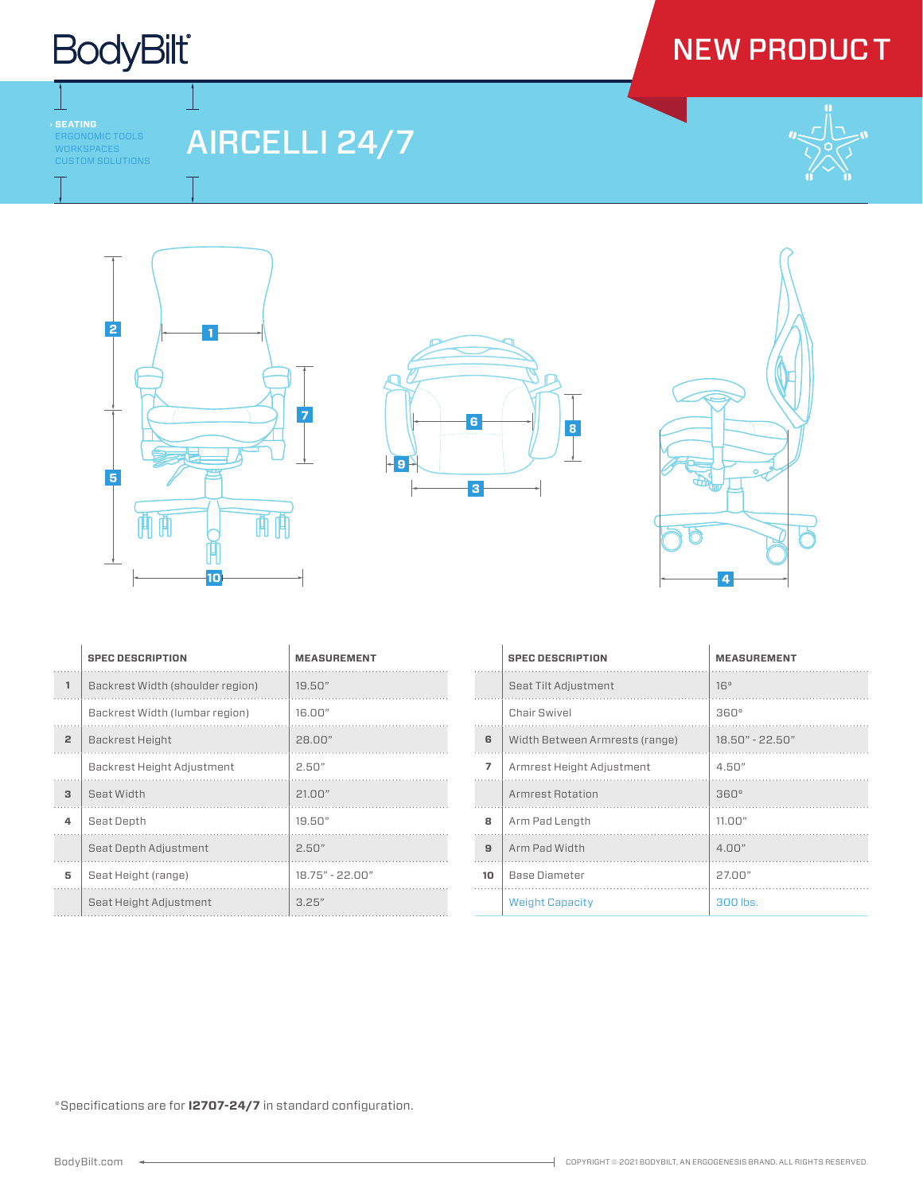BodyBilt

# NEW PRODUCT

› **SEATING**
ERGONOMIC TOOLS
WORKSPACES
CUSTOM SOLUTIONS

# AIRCELLI 24/7

| | SPEC DESCRIPTION | MEASUREMENT |
|---|---|---|
| 1 | Backrest Width (shoulder region) | 19.50" |
| | Backrest Width (lumbar region) | 16.00" |
| 2 | Backrest Height | 28.00" |
| | Backrest Height Adjustment | 2.50" |
| 3 | Seat Width | 21.00" |
| 4 | Seat Depth | 19.50" |
| | Seat Depth Adjustment | 2.50" |
| 5 | Seat Height (range) | 18.75" - 22.00" |
| | Seat Height Adjustment | 3.25" |

| | SPEC DESCRIPTION | MEASUREMENT |
|---|---|---|
| | Seat Tilt Adjustment | 16° |
| | Chair Swivel | 360° |
| 6 | Width Between Armrests (range) | 18.50" - 22.50" |
| 7 | Armrest Height Adjustment | 4.50" |
| | Armrest Rotation | 360° |
| 8 | Arm Pad Length | 11.00" |
| 9 | Arm Pad Width | 4.00" |
| 10 | Base Diameter | 27.00" |
| | Weight Capacity | 300 lbs. |

*Specifications are for **I2707-24/7** in standard configuration.

BodyBilt.com

COPYRIGHT © 2021 BODYBILT, AN ERGOGENESIS BRAND. ALL RIGHTS RESERVED.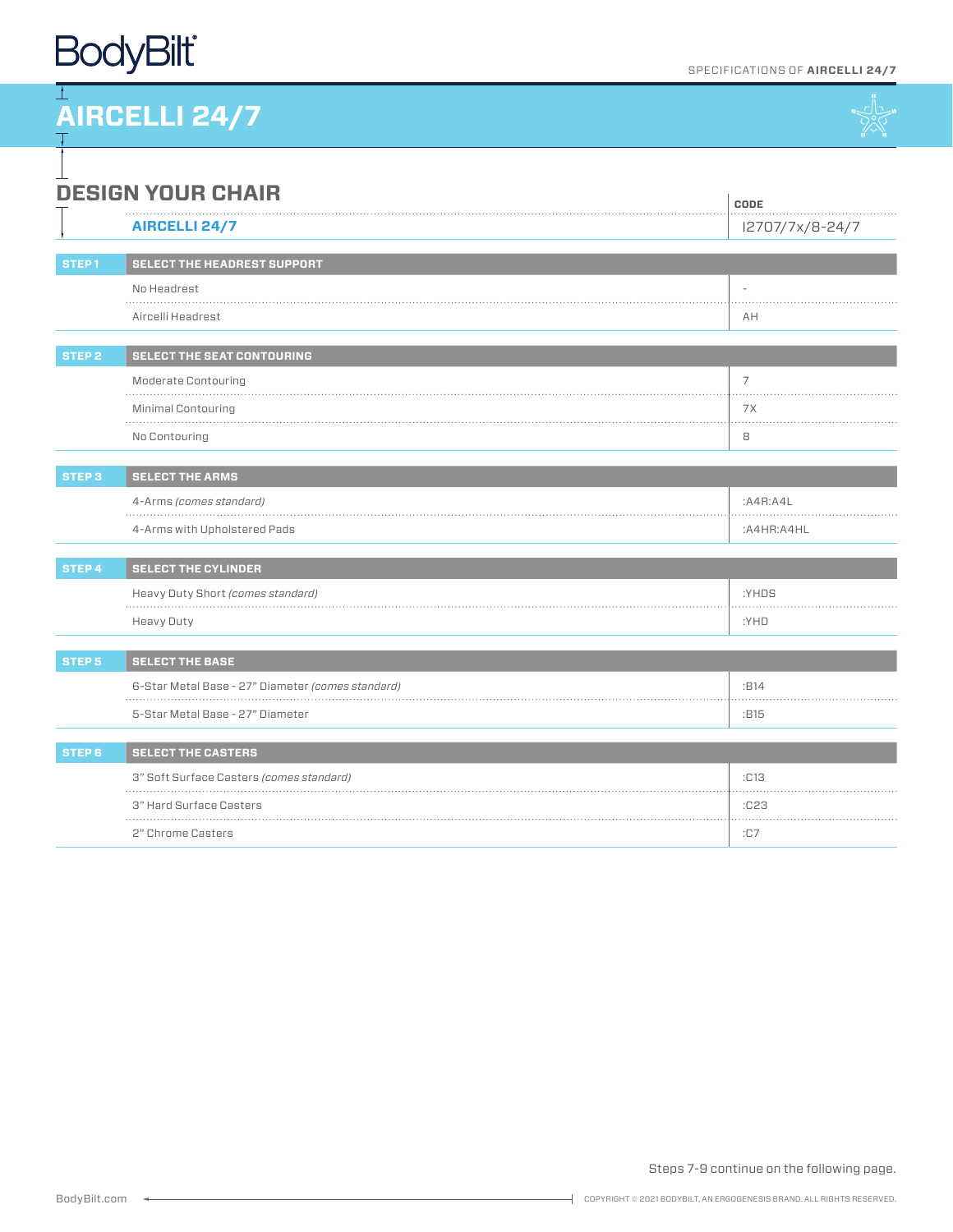# AIRCELLI 24/7

## DESIGN YOUR CHAIR

| | | CODE |
|---|---|---|
| | **AIRCELLI 24/7** | I2707/7x/8-24/7 |
| **STEP 1** | **SELECT THE HEADREST SUPPORT** | |
| | No Headrest | - |
| | Aircelli Headrest | AH |
| **STEP 2** | **SELECT THE SEAT CONTOURING** | |
| | Moderate Contouring | 7 |
| | Minimal Contouring | 7X |
| | No Contouring | 8 |
| **STEP 3** | **SELECT THE ARMS** | |
| | 4-Arms *(comes standard)* | :A4R:A4L |
| | 4-Arms with Upholstered Pads | :A4HR:A4HL |
| **STEP 4** | **SELECT THE CYLINDER** | |
| | Heavy Duty Short *(comes standard)* | :YHDS |
| | Heavy Duty | :YHD |
| **STEP 5** | **SELECT THE BASE** | |
| | 6-Star Metal Base - 27" Diameter *(comes standard)* | :B14 |
| | 5-Star Metal Base - 27" Diameter | :B15 |
| **STEP 6** | **SELECT THE CASTERS** | |
| | 3" Soft Surface Casters *(comes standard)* | :C13 |
| | 3" Hard Surface Casters | :C23 |
| | 2" Chrome Casters | :C7 |

Steps 7-9 continue on the following page.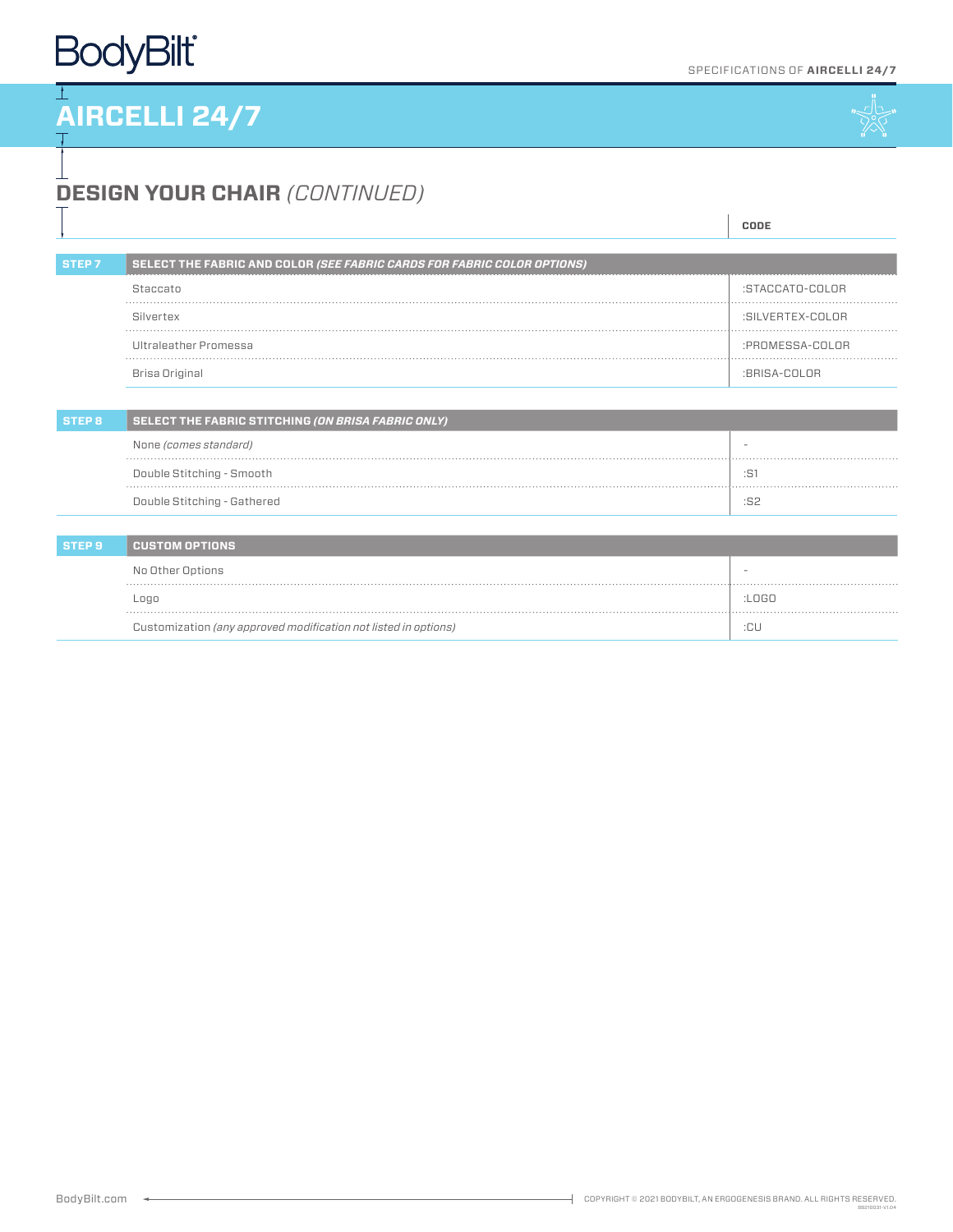# AIRCELLI 24/7

## DESIGN YOUR CHAIR *(CONTINUED)*

| | | CODE |
|---|---|---|
| **STEP 7** | **SELECT THE FABRIC AND COLOR *(SEE FABRIC CARDS FOR FABRIC COLOR OPTIONS)*** | |
| | Staccato | :STACCATO-COLOR |
| | Silvertex | :SILVERTEX-COLOR |
| | Ultraleather Promessa | :PROMESSA-COLOR |
| | Brisa Original | :BRISA-COLOR |

| | | |
|---|---|---|
| **STEP 8** | **SELECT THE FABRIC STITCHING *(ON BRISA FABRIC ONLY)*** | |
| | None *(comes standard)* | - |
| | Double Stitching - Smooth | :S1 |
| | Double Stitching - Gathered | :S2 |

| | | |
|---|---|---|
| **STEP 9** | **CUSTOM OPTIONS** | |
| | No Other Options | - |
| | Logo | :LOGO |
| | Customization *(any approved modification not listed in options)* | :CU |

BodyBilt.com

COPYRIGHT © 2021 BODYBILT, AN ERGOGENESIS BRAND. ALL RIGHTS RESERVED.